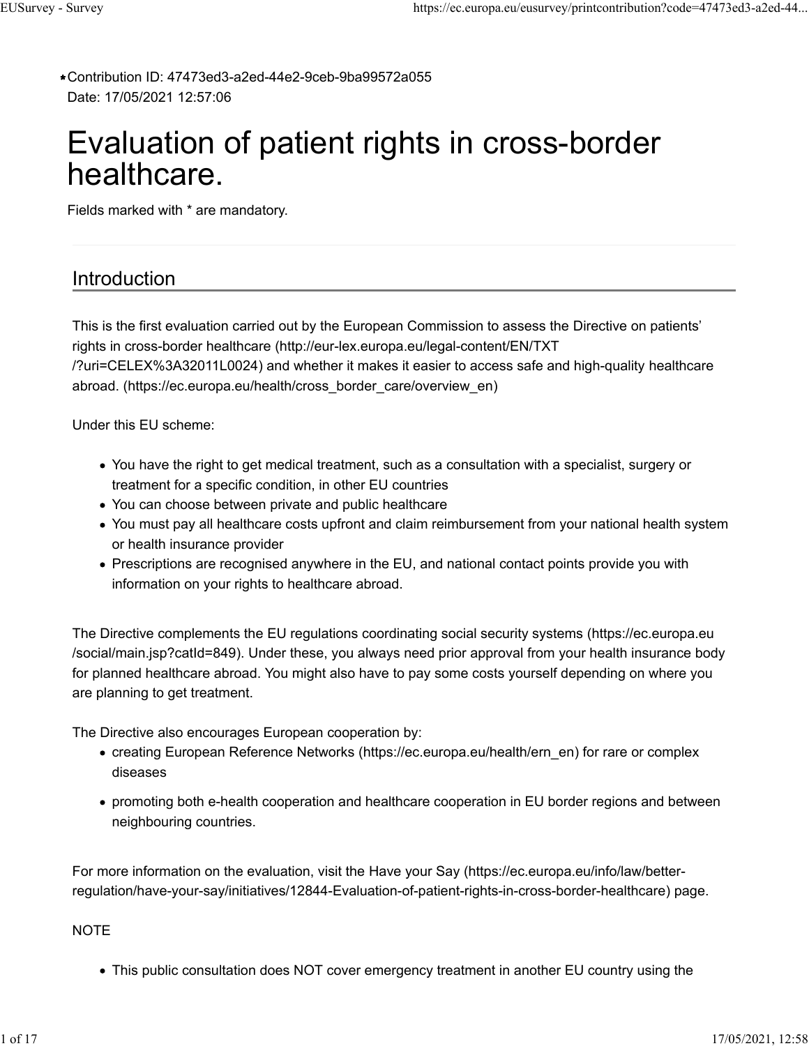* Contribution ID: 47473ed3-a2ed-44e2-9ceb-9ba99572a055
Date: 17/05/2021 12:57:06

# Evaluation of patient rights in cross-border healthcare.

Fields marked with * are mandatory.

## Introduction

This is the first evaluation carried out by the European Commission to assess the Directive on patients' rights in cross-border healthcare (http://eur-lex.europa.eu/legal-content/EN/TXT/?uri=CELEX%3A32011L0024) and whether it makes it easier to access safe and high-quality healthcare abroad. (https://ec.europa.eu/health/cross_border_care/overview_en)

Under this EU scheme:

- You have the right to get medical treatment, such as a consultation with a specialist, surgery or treatment for a specific condition, in other EU countries
- You can choose between private and public healthcare
- You must pay all healthcare costs upfront and claim reimbursement from your national health system or health insurance provider
- Prescriptions are recognised anywhere in the EU, and national contact points provide you with information on your rights to healthcare abroad.

The Directive complements the EU regulations coordinating social security systems (https://ec.europa.eu/social/main.jsp?catId=849). Under these, you always need prior approval from your health insurance body for planned healthcare abroad. You might also have to pay some costs yourself depending on where you are planning to get treatment.

The Directive also encourages European cooperation by:

- creating European Reference Networks (https://ec.europa.eu/health/ern_en) for rare or complex diseases
- promoting both e-health cooperation and healthcare cooperation in EU border regions and between neighbouring countries.

For more information on the evaluation, visit the Have your Say (https://ec.europa.eu/info/law/better-regulation/have-your-say/initiatives/12844-Evaluation-of-patient-rights-in-cross-border-healthcare) page.

NOTE

- This public consultation does NOT cover emergency treatment in another EU country using the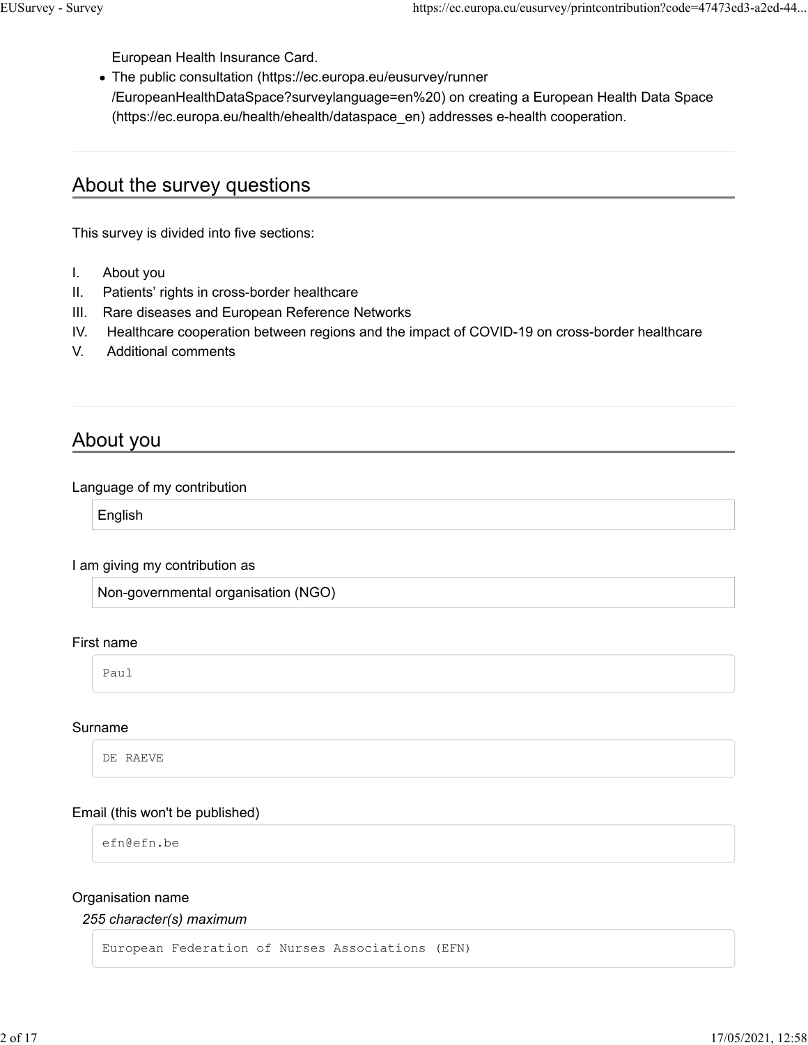European Health Insurance Card.

- The public consultation (https://ec.europa.eu/eusurvey/runner/EuropeanHealthDataSpace?surveylanguage=en%20) on creating a European Health Data Space (https://ec.europa.eu/health/ehealth/dataspace_en) addresses e-health cooperation.

## About the survey questions

This survey is divided into five sections:

I. About you
II. Patients' rights in cross-border healthcare
III. Rare diseases and European Reference Networks
IV. Healthcare cooperation between regions and the impact of COVID-19 on cross-border healthcare
V. Additional comments

## About you

Language of my contribution

English

I am giving my contribution as

Non-governmental organisation (NGO)

First name

Paul

Surname

DE RAEVE

Email (this won't be published)

efn@efn.be

Organisation name

*255 character(s) maximum*

European Federation of Nurses Associations (EFN)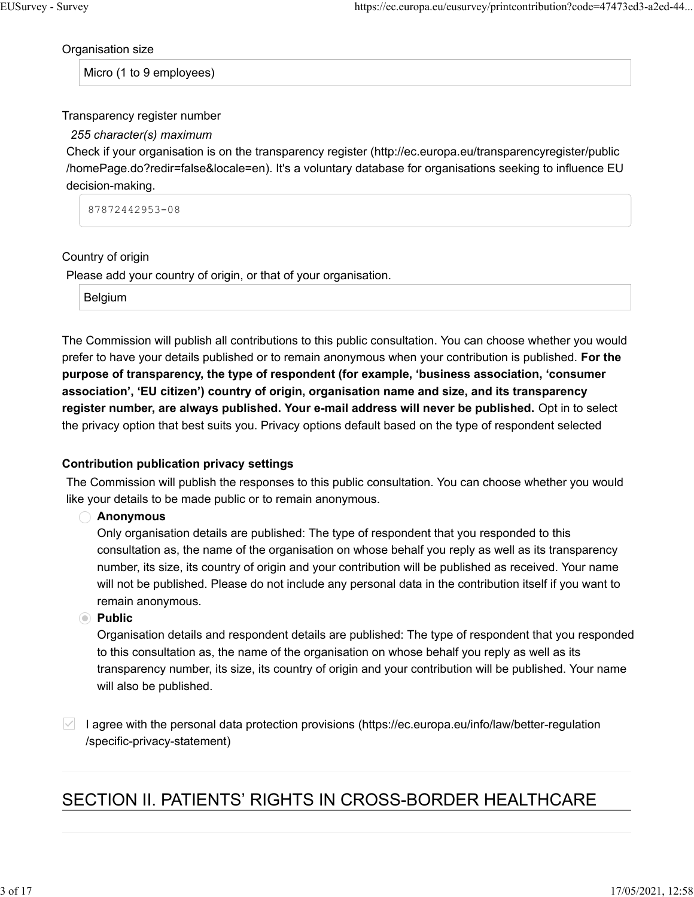Organisation size

Micro (1 to 9 employees)

Transparency register number

*255 character(s) maximum*

Check if your organisation is on the transparency register (http://ec.europa.eu/transparencyregister/public/homePage.do?redir=false&locale=en). It's a voluntary database for organisations seeking to influence EU decision-making.

```
87872442953-08
```

Country of origin

Please add your country of origin, or that of your organisation.

Belgium

The Commission will publish all contributions to this public consultation. You can choose whether you would prefer to have your details published or to remain anonymous when your contribution is published. **For the purpose of transparency, the type of respondent (for example, 'business association, 'consumer association', 'EU citizen') country of origin, organisation name and size, and its transparency register number, are always published. Your e-mail address will never be published.** Opt in to select the privacy option that best suits you. Privacy options default based on the type of respondent selected

**Contribution publication privacy settings**

The Commission will publish the responses to this public consultation. You can choose whether you would like your details to be made public or to remain anonymous.

- ◯ **Anonymous**

  Only organisation details are published: The type of respondent that you responded to this consultation as, the name of the organisation on whose behalf you reply as well as its transparency number, its size, its country of origin and your contribution will be published as received. Your name will not be published. Please do not include any personal data in the contribution itself if you want to remain anonymous.

- ◉ **Public**

  Organisation details and respondent details are published: The type of respondent that you responded to this consultation as, the name of the organisation on whose behalf you reply as well as its transparency number, its size, its country of origin and your contribution will be published. Your name will also be published.

☑ I agree with the personal data protection provisions (https://ec.europa.eu/info/law/better-regulation/specific-privacy-statement)

## SECTION II. PATIENTS' RIGHTS IN CROSS-BORDER HEALTHCARE